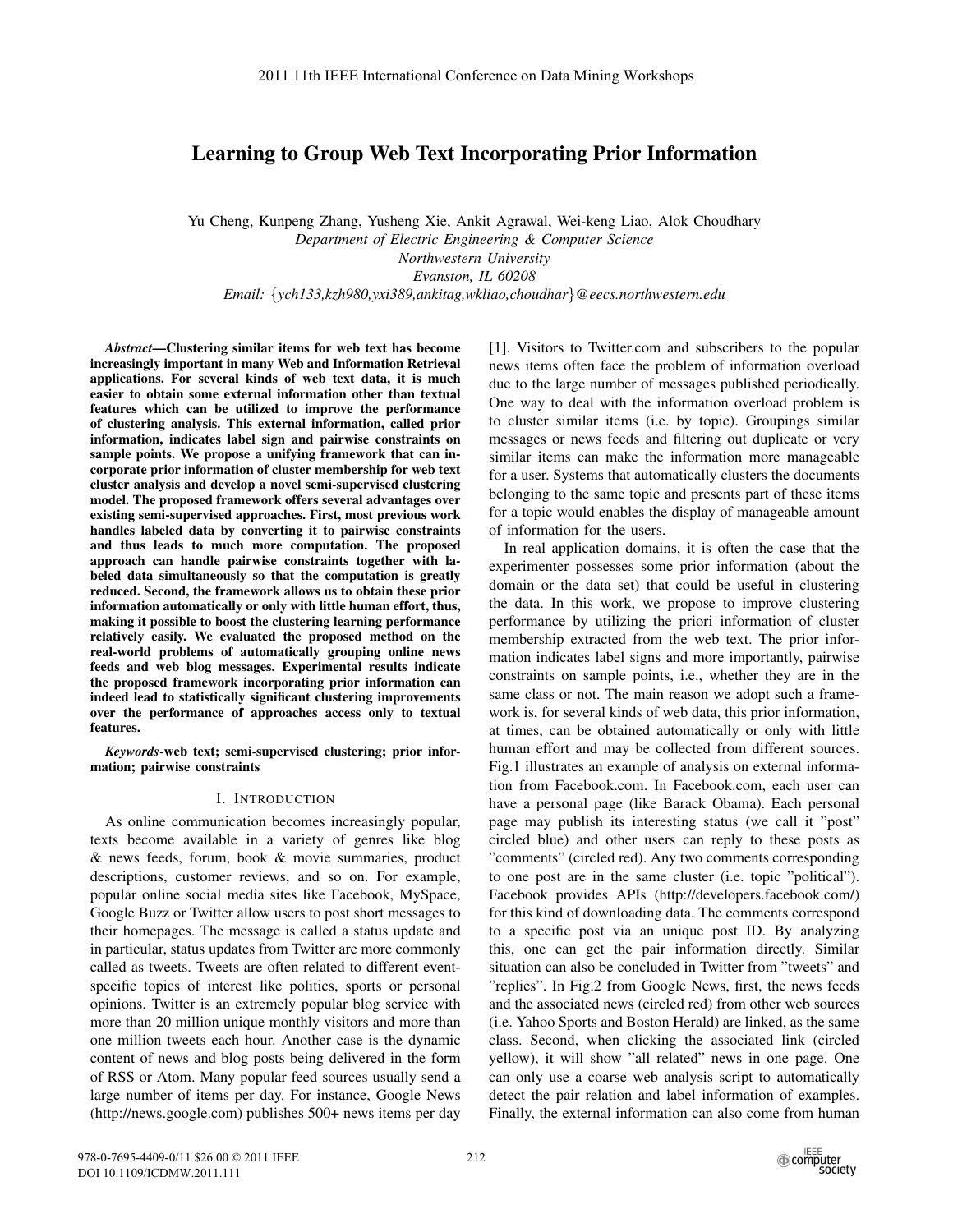# Learning to Group Web Text Incorporating Prior Information

Yu Cheng, Kunpeng Zhang, Yusheng Xie, Ankit Agrawal, Wei-keng Liao, Alok Choudhary
*Department of Electric Engineering & Computer Science*
*Northwestern University*
*Evanston, IL 60208*
*Email: {ych133,kzh980,yxi389,ankitag,wkliao,choudhar}@eecs.northwestern.edu*

***Abstract*—Clustering similar items for web text has become increasingly important in many Web and Information Retrieval applications. For several kinds of web text data, it is much easier to obtain some external information other than textual features which can be utilized to improve the performance of clustering analysis. This external information, called prior information, indicates label sign and pairwise constraints on sample points. We propose a unifying framework that can incorporate prior information of cluster membership for web text cluster analysis and develop a novel semi-supervised clustering model. The proposed framework offers several advantages over existing semi-supervised approaches. First, most previous work handles labeled data by converting it to pairwise constraints and thus leads to much more computation. The proposed approach can handle pairwise constraints together with labeled data simultaneously so that the computation is greatly reduced. Second, the framework allows us to obtain these prior information automatically or only with little human effort, thus, making it possible to boost the clustering learning performance relatively easily. We evaluated the proposed method on the real-world problems of automatically grouping online news feeds and web blog messages. Experimental results indicate the proposed framework incorporating prior information can indeed lead to statistically significant clustering improvements over the performance of approaches access only to textual features.**

***Keywords*-web text; semi-supervised clustering; prior information; pairwise constraints**

## I. Introduction

As online communication becomes increasingly popular, texts become available in a variety of genres like blog & news feeds, forum, book & movie summaries, product descriptions, customer reviews, and so on. For example, popular online social media sites like Facebook, MySpace, Google Buzz or Twitter allow users to post short messages to their homepages. The message is called a status update and in particular, status updates from Twitter are more commonly called as tweets. Tweets are often related to different event-specific topics of interest like politics, sports or personal opinions. Twitter is an extremely popular blog service with more than 20 million unique monthly visitors and more than one million tweets each hour. Another case is the dynamic content of news and blog posts being delivered in the form of RSS or Atom. Many popular feed sources usually send a large number of items per day. For instance, Google News (http://news.google.com) publishes 500+ news items per day [1]. Visitors to Twitter.com and subscribers to the popular news items often face the problem of information overload due to the large number of messages published periodically. One way to deal with the information overload problem is to cluster similar items (i.e. by topic). Groupings similar messages or news feeds and filtering out duplicate or very similar items can make the information more manageable for a user. Systems that automatically clusters the documents belonging to the same topic and presents part of these items for a topic would enables the display of manageable amount of information for the users.

In real application domains, it is often the case that the experimenter possesses some prior information (about the domain or the data set) that could be useful in clustering the data. In this work, we propose to improve clustering performance by utilizing the priori information of cluster membership extracted from the web text. The prior information indicates label signs and more importantly, pairwise constraints on sample points, i.e., whether they are in the same class or not. The main reason we adopt such a framework is, for several kinds of web data, this prior information, at times, can be obtained automatically or only with little human effort and may be collected from different sources. Fig.1 illustrates an example of analysis on external information from Facebook.com. In Facebook.com, each user can have a personal page (like Barack Obama). Each personal page may publish its interesting status (we call it "post" circled blue) and other users can reply to these posts as "comments" (circled red). Any two comments corresponding to one post are in the same cluster (i.e. topic "political"). Facebook provides APIs (http://developers.facebook.com/) for this kind of downloading data. The comments correspond to a specific post via an unique post ID. By analyzing this, one can get the pair information directly. Similar situation can also be concluded in Twitter from "tweets" and "replies". In Fig.2 from Google News, first, the news feeds and the associated news (circled red) from other web sources (i.e. Yahoo Sports and Boston Herald) are linked, as the same class. Second, when clicking the associated link (circled yellow), it will show "all related" news in one page. One can only use a coarse web analysis script to automatically detect the pair relation and label information of examples. Finally, the external information can also come from human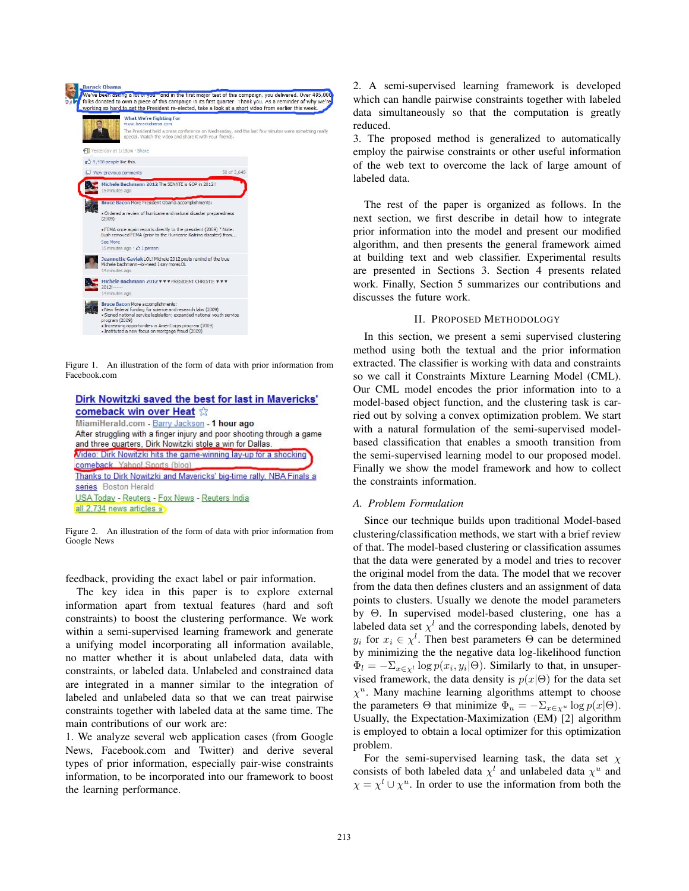Figure 1. An illustration of the form of data with prior information from Facebook.com

Figure 2. An illustration of the form of data with prior information from Google News

feedback, providing the exact label or pair information.

The key idea in this paper is to explore external information apart from textual features (hard and soft constraints) to boost the clustering performance. We work within a semi-supervised learning framework and generate a unifying model incorporating all information available, no matter whether it is about unlabeled data, data with constraints, or labeled data. Unlabeled and constrained data are integrated in a manner similar to the integration of labeled and unlabeled data so that we can treat pairwise constraints together with labeled data at the same time. The main contributions of our work are:

1. We analyze several web application cases (from Google News, Facebook.com and Twitter) and derive several types of prior information, especially pair-wise constraints information, to be incorporated into our framework to boost the learning performance.

2. A semi-supervised learning framework is developed which can handle pairwise constraints together with labeled data simultaneously so that the computation is greatly reduced.

3. The proposed method is generalized to automatically employ the pairwise constraints or other useful information of the web text to overcome the lack of large amount of labeled data.

The rest of the paper is organized as follows. In the next section, we first describe in detail how to integrate prior information into the model and present our modified algorithm, and then presents the general framework aimed at building text and web classifier. Experimental results are presented in Sections 3. Section 4 presents related work. Finally, Section 5 summarizes our contributions and discusses the future work.

## II. Proposed Methodology

In this section, we present a semi supervised clustering method using both the textual and the prior information extracted. The classifier is working with data and constraints so we call it Constraints Mixture Learning Model (CML). Our CML model encodes the prior information into to a model-based object function, and the clustering task is carried out by solving a convex optimization problem. We start with a natural formulation of the semi-supervised model-based classification that enables a smooth transition from the semi-supervised learning model to our proposed model. Finally we show the model framework and how to collect the constraints information.

### A. Problem Formulation

Since our technique builds upon traditional Model-based clustering/classification methods, we start with a brief review of that. The model-based clustering or classification assumes that the data were generated by a model and tries to recover the original model from the data. The model that we recover from the data then defines clusters and an assignment of data points to clusters. Usually we denote the model parameters by $\Theta$. In supervised model-based clustering, one has a labeled data set $\chi^l$ and the corresponding labels, denoted by $y_i$ for $x_i \in \chi^l$. Then best parameters $\Theta$ can be determined by minimizing the the negative data log-likelihood function $\Phi_l = -\Sigma_{x \in \chi^l} \log p(x_i, y_i|\Theta)$. Similarly to that, in unsupervised framework, the data density is $p(x|\Theta)$ for the data set $\chi^u$. Many machine learning algorithms attempt to choose the parameters $\Theta$ that minimize $\Phi_u = -\Sigma_{x \in \chi^u} \log p(x|\Theta)$. Usually, the Expectation-Maximization (EM) [2] algorithm is employed to obtain a local optimizer for this optimization problem.

For the semi-supervised learning task, the data set $\chi$ consists of both labeled data $\chi^l$ and unlabeled data $\chi^u$ and $\chi = \chi^l \cup \chi^u$. In order to use the information from both the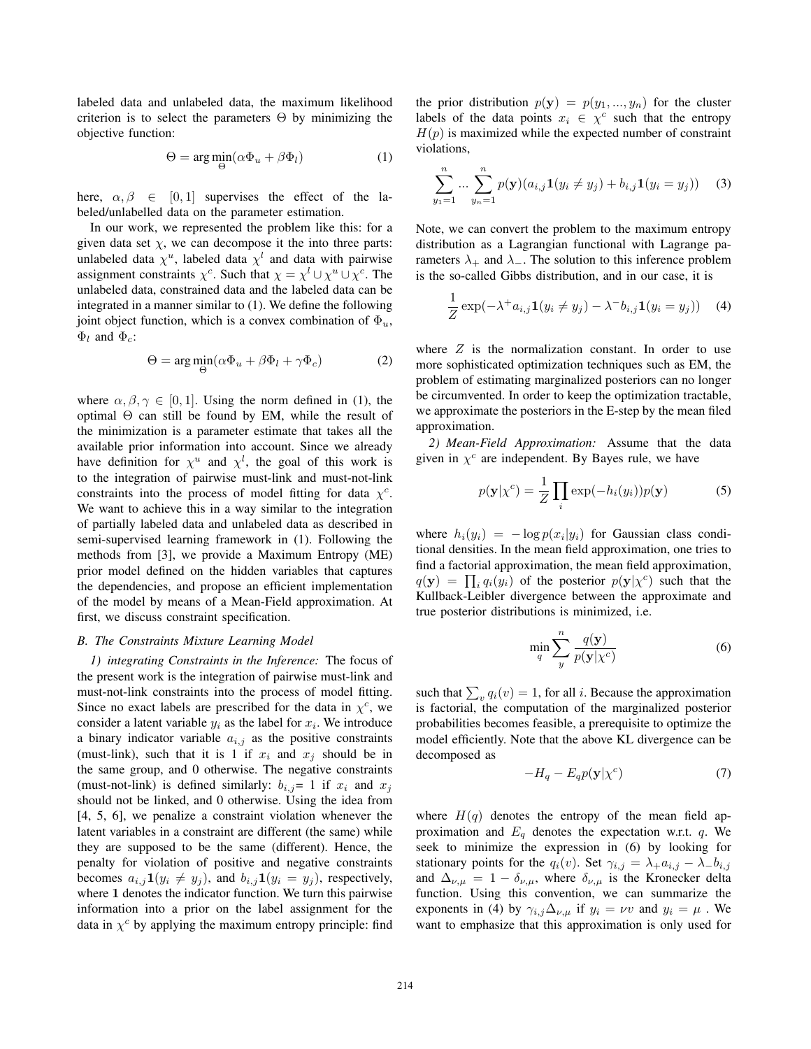labeled data and unlabeled data, the maximum likelihood criterion is to select the parameters $\Theta$ by minimizing the objective function:

$$\Theta = \arg\min_{\Theta}(\alpha\Phi_u + \beta\Phi_l) \quad (1)$$

here, $\alpha, \beta \in [0,1]$ supervises the effect of the labeled/unlabelled data on the parameter estimation.

In our work, we represented the problem like this: for a given data set $\chi$, we can decompose it the into three parts: unlabeled data $\chi^u$, labeled data $\chi^l$ and data with pairwise assignment constraints $\chi^c$. Such that $\chi = \chi^l \cup \chi^u \cup \chi^c$. The unlabeled data, constrained data and the labeled data can be integrated in a manner similar to (1). We define the following joint object function, which is a convex combination of $\Phi_u$, $\Phi_l$ and $\Phi_c$:

$$\Theta = \arg\min_{\Theta}(\alpha\Phi_u + \beta\Phi_l + \gamma\Phi_c) \quad (2)$$

where $\alpha, \beta, \gamma \in [0,1]$. Using the norm defined in (1), the optimal $\Theta$ can still be found by EM, while the result of the minimization is a parameter estimate that takes all the available prior information into account. Since we already have definition for $\chi^u$ and $\chi^l$, the goal of this work is to the integration of pairwise must-link and must-not-link constraints into the process of model fitting for data $\chi^c$. We want to achieve this in a way similar to the integration of partially labeled data and unlabeled data as described in semi-supervised learning framework in (1). Following the methods from [3], we provide a Maximum Entropy (ME) prior model defined on the hidden variables that captures the dependencies, and propose an efficient implementation of the model by means of a Mean-Field approximation. At first, we discuss constraint specification.

### *B. The Constraints Mixture Learning Model*

*1) integrating Constraints in the Inference:* The focus of the present work is the integration of pairwise must-link and must-not-link constraints into the process of model fitting. Since no exact labels are prescribed for the data in $\chi^c$, we consider a latent variable $y_i$ as the label for $x_i$. We introduce a binary indicator variable $a_{i,j}$ as the positive constraints (must-link), such that it is 1 if $x_i$ and $x_j$ should be in the same group, and 0 otherwise. The negative constraints (must-not-link) is defined similarly: $b_{i,j}$= 1 if $x_i$ and $x_j$ should not be linked, and 0 otherwise. Using the idea from [4, 5, 6], we penalize a constraint violation whenever the latent variables in a constraint are different (the same) while they are supposed to be the same (different). Hence, the penalty for violation of positive and negative constraints becomes $a_{i,j}\mathbf{1}(y_i \neq y_j)$, and $b_{i,j}\mathbf{1}(y_i = y_j)$, respectively, where $\mathbf{1}$ denotes the indicator function. We turn this pairwise information into a prior on the label assignment for the data in $\chi^c$ by applying the maximum entropy principle: find the prior distribution $p(\mathbf{y}) = p(y_1, ..., y_n)$ for the cluster labels of the data points $x_i \in \chi^c$ such that the entropy $H(p)$ is maximized while the expected number of constraint violations,

$$\sum_{y_1=1}^{n} ... \sum_{y_n=1}^{n} p(\mathbf{y})(a_{i,j}\mathbf{1}(y_i \neq y_j) + b_{i,j}\mathbf{1}(y_i = y_j)) \quad (3)$$

Note, we can convert the problem to the maximum entropy distribution as a Lagrangian functional with Lagrange parameters $\lambda_+$ and $\lambda_-$. The solution to this inference problem is the so-called Gibbs distribution, and in our case, it is

$$\frac{1}{Z}\exp(-\lambda^+ a_{i,j}\mathbf{1}(y_i \neq y_j) - \lambda^- b_{i,j}\mathbf{1}(y_i = y_j)) \quad (4)$$

where $Z$ is the normalization constant. In order to use more sophisticated optimization techniques such as EM, the problem of estimating marginalized posteriors can no longer be circumvented. In order to keep the optimization tractable, we approximate the posteriors in the E-step by the mean filed approximation.

*2) Mean-Field Approximation:* Assume that the data given in $\chi^c$ are independent. By Bayes rule, we have

$$p(\mathbf{y}|\chi^c) = \frac{1}{Z}\prod_i \exp(-h_i(y_i))p(\mathbf{y}) \quad (5)$$

where $h_i(y_i) = -\log p(x_i|y_i)$ for Gaussian class conditional densities. In the mean field approximation, one tries to find a factorial approximation, the mean field approximation, $q(\mathbf{y}) = \prod_i q_i(y_i)$ of the posterior $p(\mathbf{y}|\chi^c)$ such that the Kullback-Leibler divergence between the approximate and true posterior distributions is minimized, i.e.

$$\min_q \sum_y^n \frac{q(\mathbf{y})}{p(\mathbf{y}|\chi^c)} \quad (6)$$

such that $\sum_v q_i(v) = 1$, for all $i$. Because the approximation is factorial, the computation of the marginalized posterior probabilities becomes feasible, a prerequisite to optimize the model efficiently. Note that the above KL divergence can be decomposed as

$$-H_q - E_q p(\mathbf{y}|\chi^c) \quad (7)$$

where $H(q)$ denotes the entropy of the mean field approximation and $E_q$ denotes the expectation w.r.t. $q$. We seek to minimize the expression in (6) by looking for stationary points for the $q_i(v)$. Set $\gamma_{i,j} = \lambda_+ a_{i,j} - \lambda_- b_{i,j}$ and $\Delta_{\nu,\mu} = 1 - \delta_{\nu,\mu}$, where $\delta_{\nu,\mu}$ is the Kronecker delta function. Using this convention, we can summarize the exponents in (4) by $\gamma_{i,j}\Delta_{\nu,\mu}$ if $y_i = \nu v$ and $y_i = \mu$ . We want to emphasize that this approximation is only used for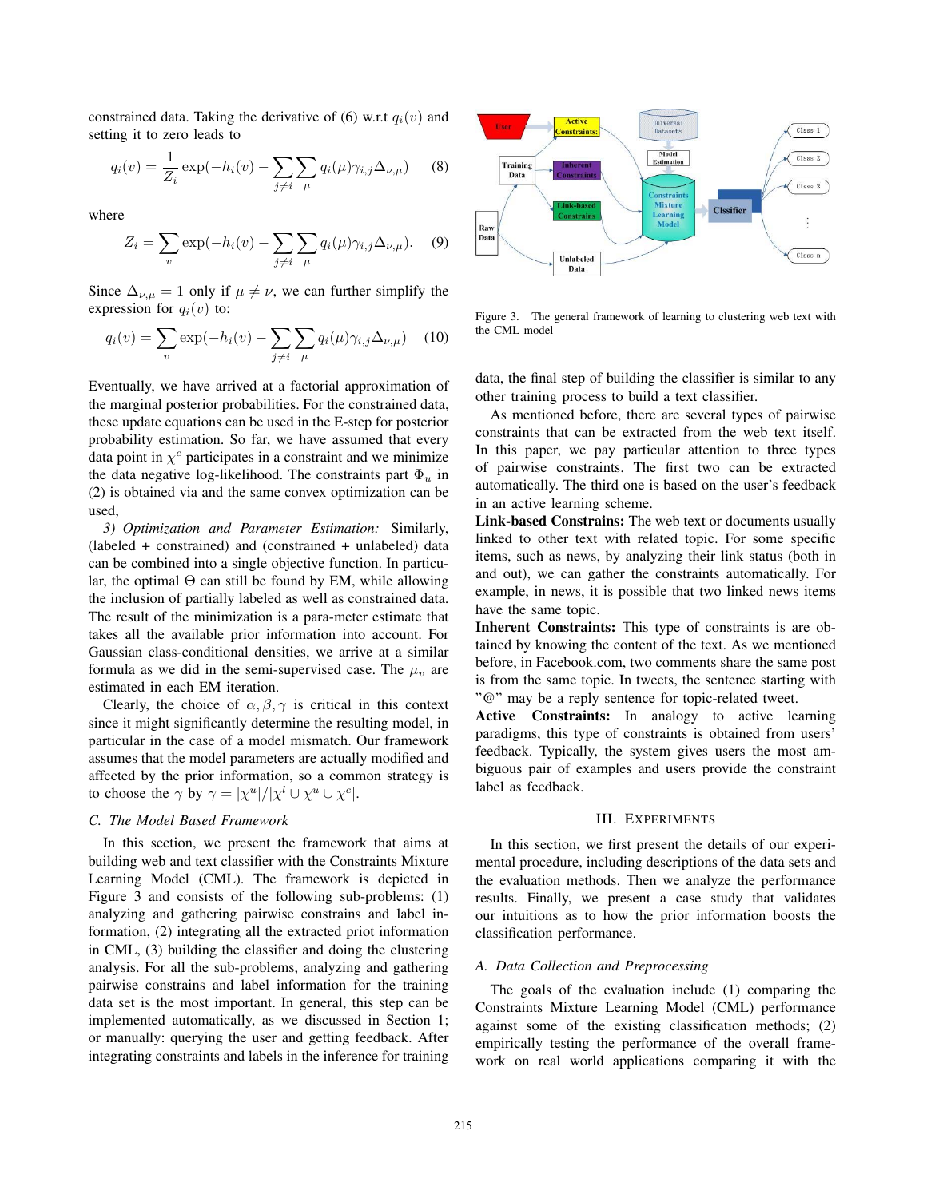constrained data. Taking the derivative of (6) w.r.t $q_i(v)$ and setting it to zero leads to

$$q_i(v) = \frac{1}{Z_i} \exp(-h_i(v) - \sum_{j \neq i} \sum_{\mu} q_i(\mu) \gamma_{i,j} \Delta_{\nu,\mu}) \quad (8)$$

where

$$Z_i = \sum_{v} \exp(-h_i(v) - \sum_{j \neq i} \sum_{\mu} q_i(\mu) \gamma_{i,j} \Delta_{\nu,\mu}). \quad (9)$$

Since $\Delta_{\nu,\mu} = 1$ only if $\mu \neq \nu$, we can further simplify the expression for $q_i(v)$ to:

$$q_i(v) = \sum_{v} \exp(-h_i(v) - \sum_{j \neq i} \sum_{\mu} q_i(\mu) \gamma_{i,j} \Delta_{\nu,\mu}) \quad (10)$$

Eventually, we have arrived at a factorial approximation of the marginal posterior probabilities. For the constrained data, these update equations can be used in the E-step for posterior probability estimation. So far, we have assumed that every data point in $\chi^c$ participates in a constraint and we minimize the data negative log-likelihood. The constraints part $\Phi_u$ in (2) is obtained via and the same convex optimization can be used,

*3) Optimization and Parameter Estimation:* Similarly, (labeled + constrained) and (constrained + unlabeled) data can be combined into a single objective function. In particular, the optimal $\Theta$ can still be found by EM, while allowing the inclusion of partially labeled as well as constrained data. The result of the minimization is a para-meter estimate that takes all the available prior information into account. For Gaussian class-conditional densities, we arrive at a similar formula as we did in the semi-supervised case. The $\mu_v$ are estimated in each EM iteration.

Clearly, the choice of $\alpha, \beta, \gamma$ is critical in this context since it might significantly determine the resulting model, in particular in the case of a model mismatch. Our framework assumes that the model parameters are actually modified and affected by the prior information, so a common strategy is to choose the $\gamma$ by $\gamma = |\chi^u| / |\chi^l \cup \chi^u \cup \chi^c|$.

### C. The Model Based Framework

In this section, we present the framework that aims at building web and text classifier with the Constraints Mixture Learning Model (CML). The framework is depicted in Figure 3 and consists of the following sub-problems: (1) analyzing and gathering pairwise constrains and label information, (2) integrating all the extracted priot information in CML, (3) building the classifier and doing the clustering analysis. For all the sub-problems, analyzing and gathering pairwise constrains and label information for the training data set is the most important. In general, this step can be implemented automatically, as we discussed in Section 1; or manually: querying the user and getting feedback. After integrating constraints and labels in the inference for training data, the final step of building the classifier is similar to any other training process to build a text classifier.

Figure 3. The general framework of learning to clustering web text with the CML model

As mentioned before, there are several types of pairwise constraints that can be extracted from the web text itself. In this paper, we pay particular attention to three types of pairwise constraints. The first two can be extracted automatically. The third one is based on the user's feedback in an active learning scheme.

**Link-based Constrains:** The web text or documents usually linked to other text with related topic. For some specific items, such as news, by analyzing their link status (both in and out), we can gather the constraints automatically. For example, in news, it is possible that two linked news items have the same topic.

**Inherent Constraints:** This type of constraints is are obtained by knowing the content of the text. As we mentioned before, in Facebook.com, two comments share the same post is from the same topic. In tweets, the sentence starting with "@" may be a reply sentence for topic-related tweet.

**Active Constraints:** In analogy to active learning paradigms, this type of constraints is obtained from users' feedback. Typically, the system gives users the most ambiguous pair of examples and users provide the constraint label as feedback.

## III. Experiments

In this section, we first present the details of our experimental procedure, including descriptions of the data sets and the evaluation methods. Then we analyze the performance results. Finally, we present a case study that validates our intuitions as to how the prior information boosts the classification performance.

### A. Data Collection and Preprocessing

The goals of the evaluation include (1) comparing the Constraints Mixture Learning Model (CML) performance against some of the existing classification methods; (2) empirically testing the performance of the overall framework on real world applications comparing it with the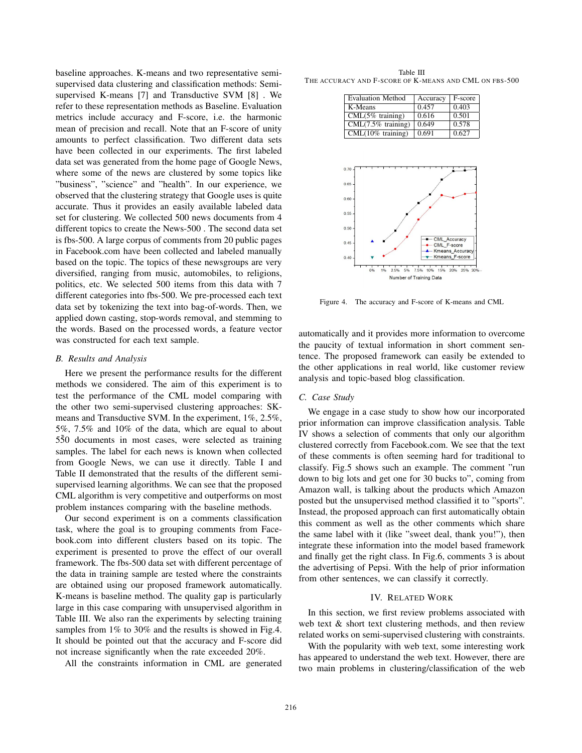baseline approaches. K-means and two representative semi-supervised data clustering and classification methods: Semi-supervised K-means [7] and Transductive SVM [8] . We refer to these representation methods as Baseline. Evaluation metrics include accuracy and F-score, i.e. the harmonic mean of precision and recall. Note that an F-score of unity amounts to perfect classification. Two different data sets have been collected in our experiments. The first labeled data set was generated from the home page of Google News, where some of the news are clustered by some topics like "business", "science" and "health". In our experience, we observed that the clustering strategy that Google uses is quite accurate. Thus it provides an easily available labeled data set for clustering. We collected 500 news documents from 4 different topics to create the News-500 . The second data set is fbs-500. A large corpus of comments from 20 public pages in Facebook.com have been collected and labeled manually based on the topic. The topics of these newsgroups are very diversified, ranging from music, automobiles, to religions, politics, etc. We selected 500 items from this data with 7 different categories into fbs-500. We pre-processed each text data set by tokenizing the text into bag-of-words. Then, we applied down casting, stop-words removal, and stemming to the words. Based on the processed words, a feature vector was constructed for each text sample.

### B. Results and Analysis

Here we present the performance results for the different methods we considered. The aim of this experiment is to test the performance of the CML model comparing with the other two semi-supervised clustering approaches: SK-means and Transductive SVM. In the experiment, 1%, 2.5%, 5%, 7.5% and 10% of the data, which are equal to about 550 documents in most cases, were selected as training samples. The label for each news is known when collected from Google News, we can use it directly. Table I and Table II demonstrated that the results of the different semi-supervised learning algorithms. We can see that the proposed CML algorithm is very competitive and outperforms on most problem instances comparing with the baseline methods.

Our second experiment is on a comments classification task, where the goal is to grouping comments from Facebook.com into different clusters based on its topic. The experiment is presented to prove the effect of our overall framework. The fbs-500 data set with different percentage of the data in training sample are tested where the constraints are obtained using our proposed framework automatically. K-means is baseline method. The quality gap is particularly large in this case comparing with unsupervised algorithm in Table III. We also ran the experiments by selecting training samples from 1% to 30% and the results is showed in Fig.4. It should be pointed out that the accuracy and F-score did not increase significantly when the rate exceeded 20%.

All the constraints information in CML are generated

Table III
THE ACCURACY AND F-SCORE OF K-MEANS AND CML ON FBS-500

| Evaluation Method | Accuracy | F-score |
|---|---|---|
| K-Means | 0.457 | 0.403 |
| CML(5% training) | 0.616 | 0.501 |
| CML(7.5% training) | 0.649 | 0.578 |
| CML(10% training) | 0.691 | 0.627 |

Figure 4. The accuracy and F-score of K-means and CML

automatically and it provides more information to overcome the paucity of textual information in short comment sentence. The proposed framework can easily be extended to the other applications in real world, like customer review analysis and topic-based blog classification.

### C. Case Study

We engage in a case study to show how our incorporated prior information can improve classification analysis. Table IV shows a selection of comments that only our algorithm clustered correctly from Facebook.com. We see that the text of these comments is often seeming hard for traditional to classify. Fig.5 shows such an example. The comment "run down to big lots and get one for 30 bucks to", coming from Amazon wall, is talking about the products which Amazon posted but the unsupervised method classified it to "sports". Instead, the proposed approach can first automatically obtain this comment as well as the other comments which share the same label with it (like "sweet deal, thank you!"), then integrate these information into the model based framework and finally get the right class. In Fig.6, comments 3 is about the advertising of Pepsi. With the help of prior information from other sentences, we can classify it correctly.

## IV. Related Work

In this section, we first review problems associated with web text & short text clustering methods, and then review related works on semi-supervised clustering with constraints.

With the popularity with web text, some interesting work has appeared to understand the web text. However, there are two main problems in clustering/classification of the web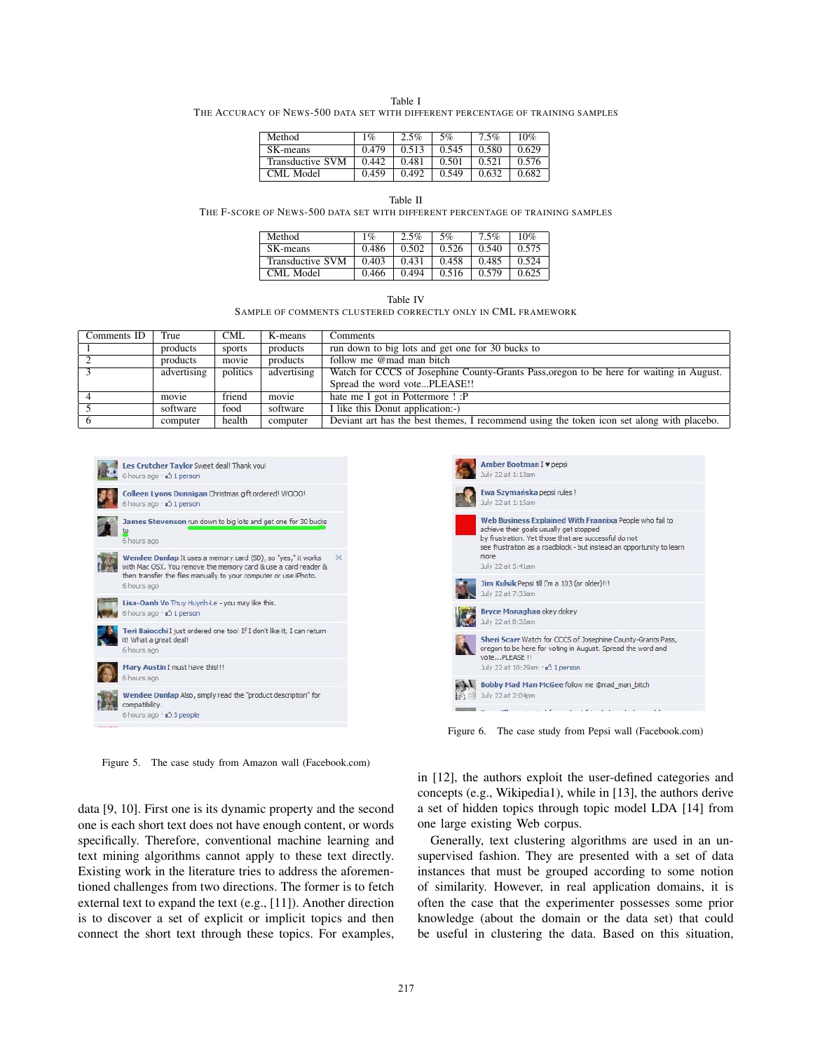Table I
THE ACCURACY OF NEWS-500 DATA SET WITH DIFFERENT PERCENTAGE OF TRAINING SAMPLES

| Method | 1% | 2.5% | 5% | 7.5% | 10% |
|---|---|---|---|---|---|
| SK-means | 0.479 | 0.513 | 0.545 | 0.580 | 0.629 |
| Transductive SVM | 0.442 | 0.481 | 0.501 | 0.521 | 0.576 |
| CML Model | 0.459 | 0.492 | 0.549 | 0.632 | 0.682 |

Table II
THE F-SCORE OF NEWS-500 DATA SET WITH DIFFERENT PERCENTAGE OF TRAINING SAMPLES

| Method | 1% | 2.5% | 5% | 7.5% | 10% |
|---|---|---|---|---|---|
| SK-means | 0.486 | 0.502 | 0.526 | 0.540 | 0.575 |
| Transductive SVM | 0.403 | 0.431 | 0.458 | 0.485 | 0.524 |
| CML Model | 0.466 | 0.494 | 0.516 | 0.579 | 0.625 |

Table IV
SAMPLE OF COMMENTS CLUSTERED CORRECTLY ONLY IN CML FRAMEWORK

| Comments ID | True | CML | K-means | Comments |
|---|---|---|---|---|
| 1 | products | sports | products | run down to big lots and get one for 30 bucks to |
| 2 | products | movie | products | follow me @mad man bitch |
| 3 | advertising | politics | advertising | Watch for CCCS of Josephine County-Grants Pass,oregon to be here for waiting in August. Spread the word vote...PLEASE!! |
| 4 | movie | friend | movie | hate me I got in Pottermore ! :P |
| 5 | software | food | software | I like this Donut application:-) |
| 6 | computer | health | computer | Deviant art has the best themes, I recommend using the token icon set along with placebo. |

Figure 5. The case study from Amazon wall (Facebook.com)

Figure 6. The case study from Pepsi wall (Facebook.com)

data [9, 10]. First one is its dynamic property and the second one is each short text does not have enough content, or words specifically. Therefore, conventional machine learning and text mining algorithms cannot apply to these text directly. Existing work in the literature tries to address the aforementioned challenges from two directions. The former is to fetch external text to expand the text (e.g., [11]). Another direction is to discover a set of explicit or implicit topics and then connect the short text through these topics. For examples, in [12], the authors exploit the user-defined categories and concepts (e.g., Wikipedia1), while in [13], the authors derive a set of hidden topics through topic model LDA [14] from one large existing Web corpus.

Generally, text clustering algorithms are used in an unsupervised fashion. They are presented with a set of data instances that must be grouped according to some notion of similarity. However, in real application domains, it is often the case that the experimenter possesses some prior knowledge (about the domain or the data set) that could be useful in clustering the data. Based on this situation,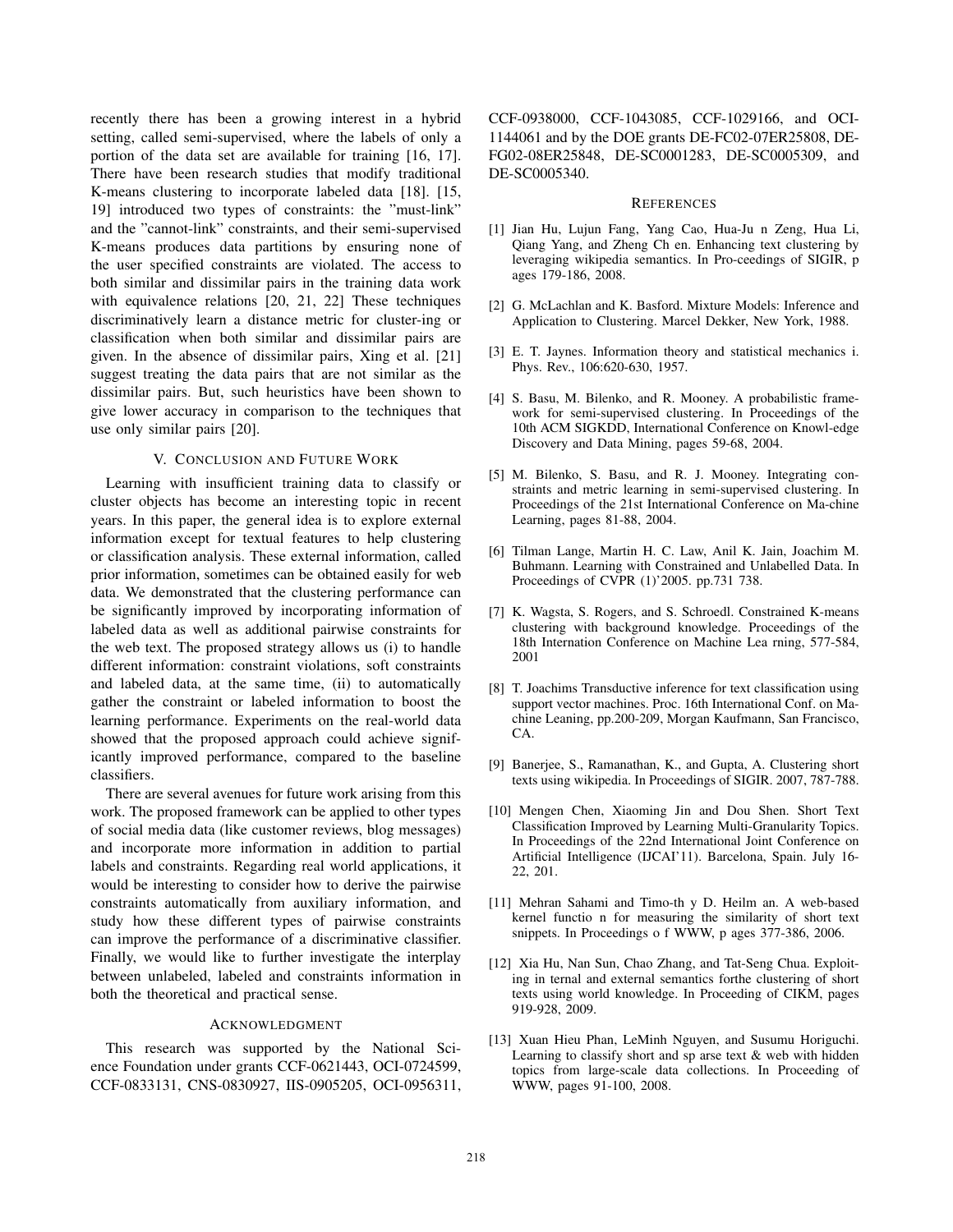recently there has been a growing interest in a hybrid setting, called semi-supervised, where the labels of only a portion of the data set are available for training [16, 17]. There have been research studies that modify traditional K-means clustering to incorporate labeled data [18]. [15, 19] introduced two types of constraints: the "must-link" and the "cannot-link" constraints, and their semi-supervised K-means produces data partitions by ensuring none of the user specified constraints are violated. The access to both similar and dissimilar pairs in the training data work with equivalence relations [20, 21, 22] These techniques discriminatively learn a distance metric for cluster-ing or classification when both similar and dissimilar pairs are given. In the absence of dissimilar pairs, Xing et al. [21] suggest treating the data pairs that are not similar as the dissimilar pairs. But, such heuristics have been shown to give lower accuracy in comparison to the techniques that use only similar pairs [20].

## V. Conclusion and Future Work

Learning with insufficient training data to classify or cluster objects has become an interesting topic in recent years. In this paper, the general idea is to explore external information except for textual features to help clustering or classification analysis. These external information, called prior information, sometimes can be obtained easily for web data. We demonstrated that the clustering performance can be significantly improved by incorporating information of labeled data as well as additional pairwise constraints for the web text. The proposed strategy allows us (i) to handle different information: constraint violations, soft constraints and labeled data, at the same time, (ii) to automatically gather the constraint or labeled information to boost the learning performance. Experiments on the real-world data showed that the proposed approach could achieve significantly improved performance, compared to the baseline classifiers.

There are several avenues for future work arising from this work. The proposed framework can be applied to other types of social media data (like customer reviews, blog messages) and incorporate more information in addition to partial labels and constraints. Regarding real world applications, it would be interesting to consider how to derive the pairwise constraints automatically from auxiliary information, and study how these different types of pairwise constraints can improve the performance of a discriminative classifier. Finally, we would like to further investigate the interplay between unlabeled, labeled and constraints information in both the theoretical and practical sense.

## Acknowledgment

This research was supported by the National Science Foundation under grants CCF-0621443, OCI-0724599, CCF-0833131, CNS-0830927, IIS-0905205, OCI-0956311, CCF-0938000, CCF-1043085, CCF-1029166, and OCI-1144061 and by the DOE grants DE-FC02-07ER25808, DE-FG02-08ER25848, DE-SC0001283, DE-SC0005309, and DE-SC0005340.

## References

[1] Jian Hu, Lujun Fang, Yang Cao, Hua-Ju n Zeng, Hua Li, Qiang Yang, and Zheng Ch en. Enhancing text clustering by leveraging wikipedia semantics. In Pro-ceedings of SIGIR, p ages 179-186, 2008.

[2] G. McLachlan and K. Basford. Mixture Models: Inference and Application to Clustering. Marcel Dekker, New York, 1988.

[3] E. T. Jaynes. Information theory and statistical mechanics i. Phys. Rev., 106:620-630, 1957.

[4] S. Basu, M. Bilenko, and R. Mooney. A probabilistic framework for semi-supervised clustering. In Proceedings of the 10th ACM SIGKDD, International Conference on Knowl-edge Discovery and Data Mining, pages 59-68, 2004.

[5] M. Bilenko, S. Basu, and R. J. Mooney. Integrating constraints and metric learning in semi-supervised clustering. In Proceedings of the 21st International Conference on Ma-chine Learning, pages 81-88, 2004.

[6] Tilman Lange, Martin H. C. Law, Anil K. Jain, Joachim M. Buhmann. Learning with Constrained and Unlabelled Data. In Proceedings of CVPR (1)'2005. pp.731 738.

[7] K. Wagsta, S. Rogers, and S. Schroedl. Constrained K-means clustering with background knowledge. Proceedings of the 18th Internation Conference on Machine Lea rning, 577-584, 2001

[8] T. Joachims Transductive inference for text classification using support vector machines. Proc. 16th International Conf. on Machine Leaning, pp.200-209, Morgan Kaufmann, San Francisco, CA.

[9] Banerjee, S., Ramanathan, K., and Gupta, A. Clustering short texts using wikipedia. In Proceedings of SIGIR. 2007, 787-788.

[10] Mengen Chen, Xiaoming Jin and Dou Shen. Short Text Classification Improved by Learning Multi-Granularity Topics. In Proceedings of the 22nd International Joint Conference on Artificial Intelligence (IJCAI'11). Barcelona, Spain. July 16-22, 201.

[11] Mehran Sahami and Timo-th y D. Heilm an. A web-based kernel functio n for measuring the similarity of short text snippets. In Proceedings o f WWW, p ages 377-386, 2006.

[12] Xia Hu, Nan Sun, Chao Zhang, and Tat-Seng Chua. Exploiting in ternal and external semantics forthe clustering of short texts using world knowledge. In Proceeding of CIKM, pages 919-928, 2009.

[13] Xuan Hieu Phan, LeMinh Nguyen, and Susumu Horiguchi. Learning to classify short and sp arse text & web with hidden topics from large-scale data collections. In Proceeding of WWW, pages 91-100, 2008.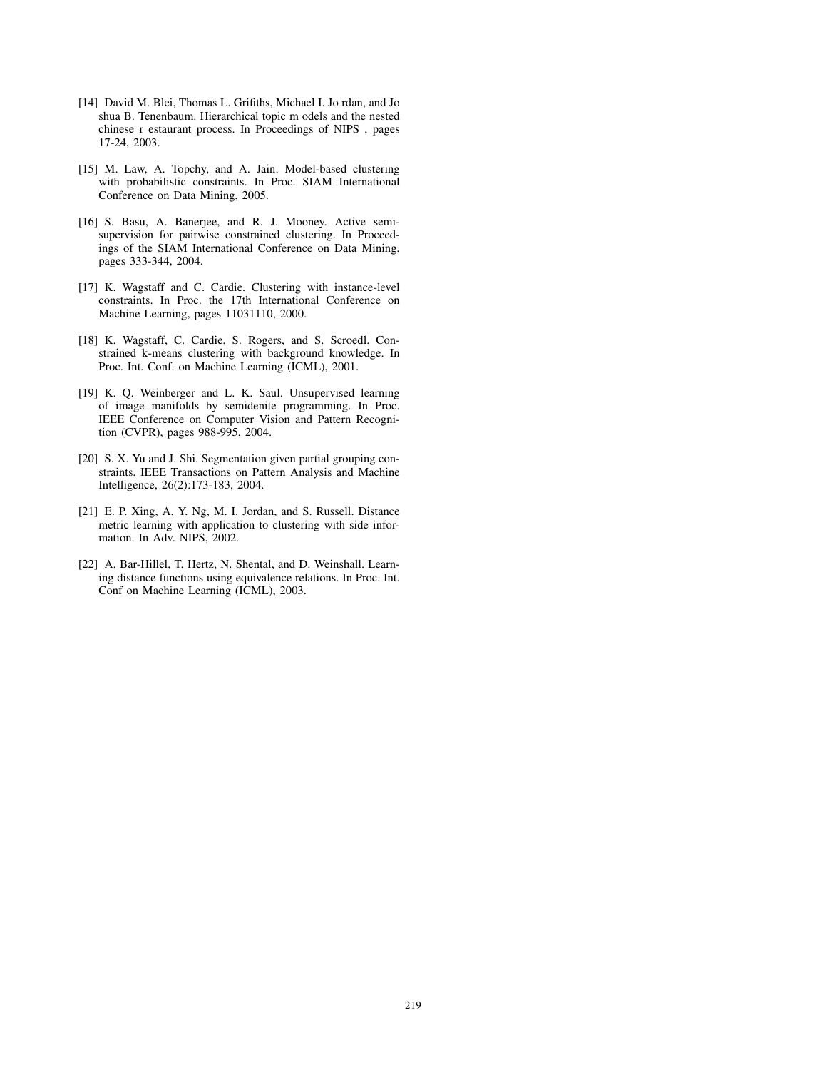[14] David M. Blei, Thomas L. Grifiths, Michael I. Jo rdan, and Jo shua B. Tenenbaum. Hierarchical topic m odels and the nested chinese r estaurant process. In Proceedings of NIPS , pages 17-24, 2003.

[15] M. Law, A. Topchy, and A. Jain. Model-based clustering with probabilistic constraints. In Proc. SIAM International Conference on Data Mining, 2005.

[16] S. Basu, A. Banerjee, and R. J. Mooney. Active semi-supervision for pairwise constrained clustering. In Proceedings of the SIAM International Conference on Data Mining, pages 333-344, 2004.

[17] K. Wagstaff and C. Cardie. Clustering with instance-level constraints. In Proc. the 17th International Conference on Machine Learning, pages 11031110, 2000.

[18] K. Wagstaff, C. Cardie, S. Rogers, and S. Scroedl. Constrained k-means clustering with background knowledge. In Proc. Int. Conf. on Machine Learning (ICML), 2001.

[19] K. Q. Weinberger and L. K. Saul. Unsupervised learning of image manifolds by semidenite programming. In Proc. IEEE Conference on Computer Vision and Pattern Recognition (CVPR), pages 988-995, 2004.

[20] S. X. Yu and J. Shi. Segmentation given partial grouping constraints. IEEE Transactions on Pattern Analysis and Machine Intelligence, 26(2):173-183, 2004.

[21] E. P. Xing, A. Y. Ng, M. I. Jordan, and S. Russell. Distance metric learning with application to clustering with side information. In Adv. NIPS, 2002.

[22] A. Bar-Hillel, T. Hertz, N. Shental, and D. Weinshall. Learning distance functions using equivalence relations. In Proc. Int. Conf on Machine Learning (ICML), 2003.